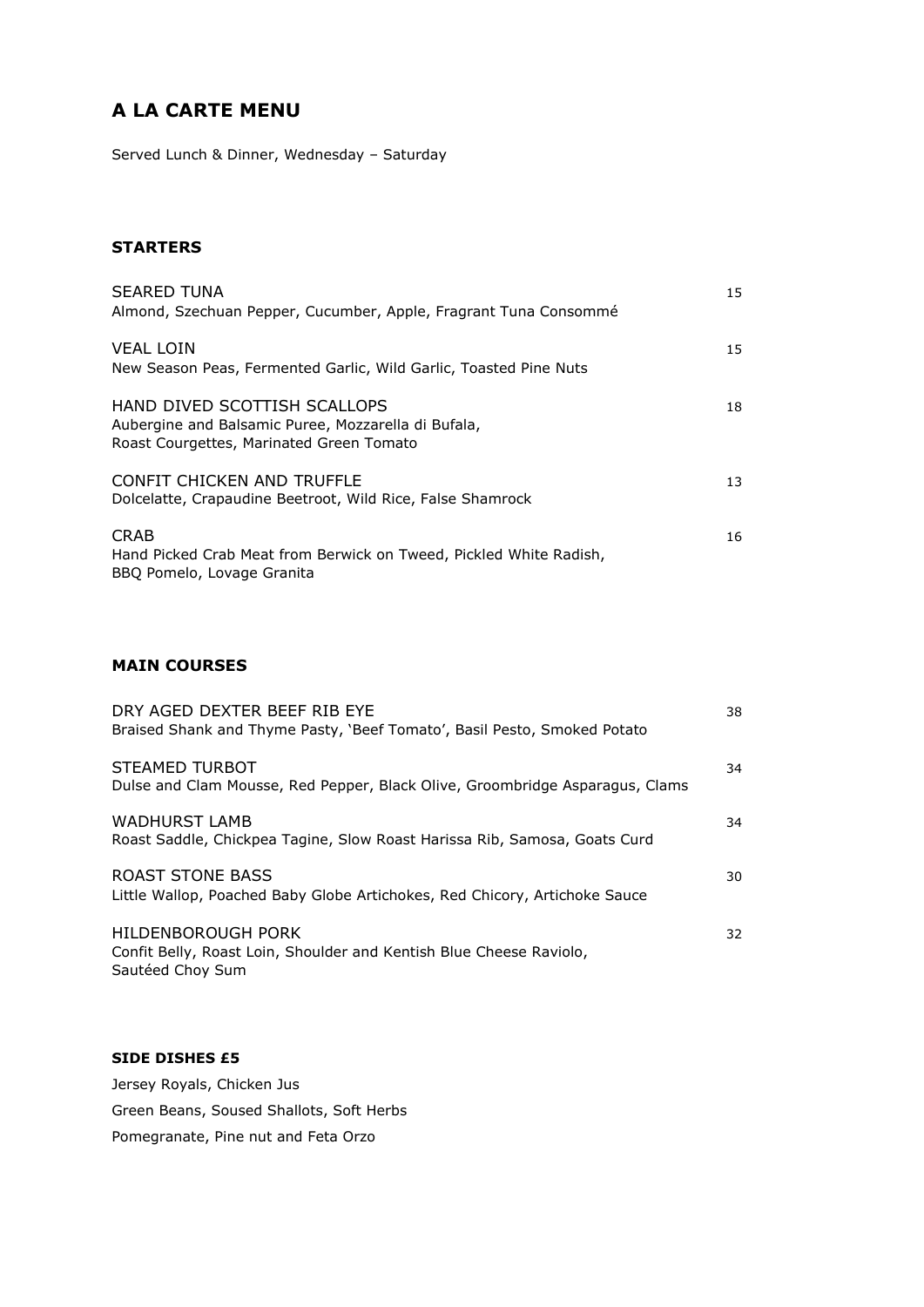# A LA CARTE MENU

Served Lunch & Dinner, Wednesday – Saturday

### STARTERS

SEARED TUNA — 15
Almond, Szechuan Pepper, Cucumber, Apple, Fragrant Tuna Consommé

VEAL LOIN — 15
New Season Peas, Fermented Garlic, Wild Garlic, Toasted Pine Nuts

HAND DIVED SCOTTISH SCALLOPS — 18
Aubergine and Balsamic Puree, Mozzarella di Bufala,
Roast Courgettes, Marinated Green Tomato

CONFIT CHICKEN AND TRUFFLE — 13
Dolcelatte, Crapaudine Beetroot, Wild Rice, False Shamrock

CRAB — 16
Hand Picked Crab Meat from Berwick on Tweed, Pickled White Radish,
BBQ Pomelo, Lovage Granita

### MAIN COURSES

DRY AGED DEXTER BEEF RIB EYE — 38
Braised Shank and Thyme Pasty, 'Beef Tomato', Basil Pesto, Smoked Potato

STEAMED TURBOT — 34
Dulse and Clam Mousse, Red Pepper, Black Olive, Groombridge Asparagus, Clams

WADHURST LAMB — 34
Roast Saddle, Chickpea Tagine, Slow Roast Harissa Rib, Samosa, Goats Curd

ROAST STONE BASS — 30
Little Wallop, Poached Baby Globe Artichokes, Red Chicory, Artichoke Sauce

HILDENBOROUGH PORK — 32
Confit Belly, Roast Loin, Shoulder and Kentish Blue Cheese Raviolo,
Sautéed Choy Sum

#### SIDE DISHES £5

Jersey Royals, Chicken Jus

Green Beans, Soused Shallots, Soft Herbs

Pomegranate, Pine nut and Feta Orzo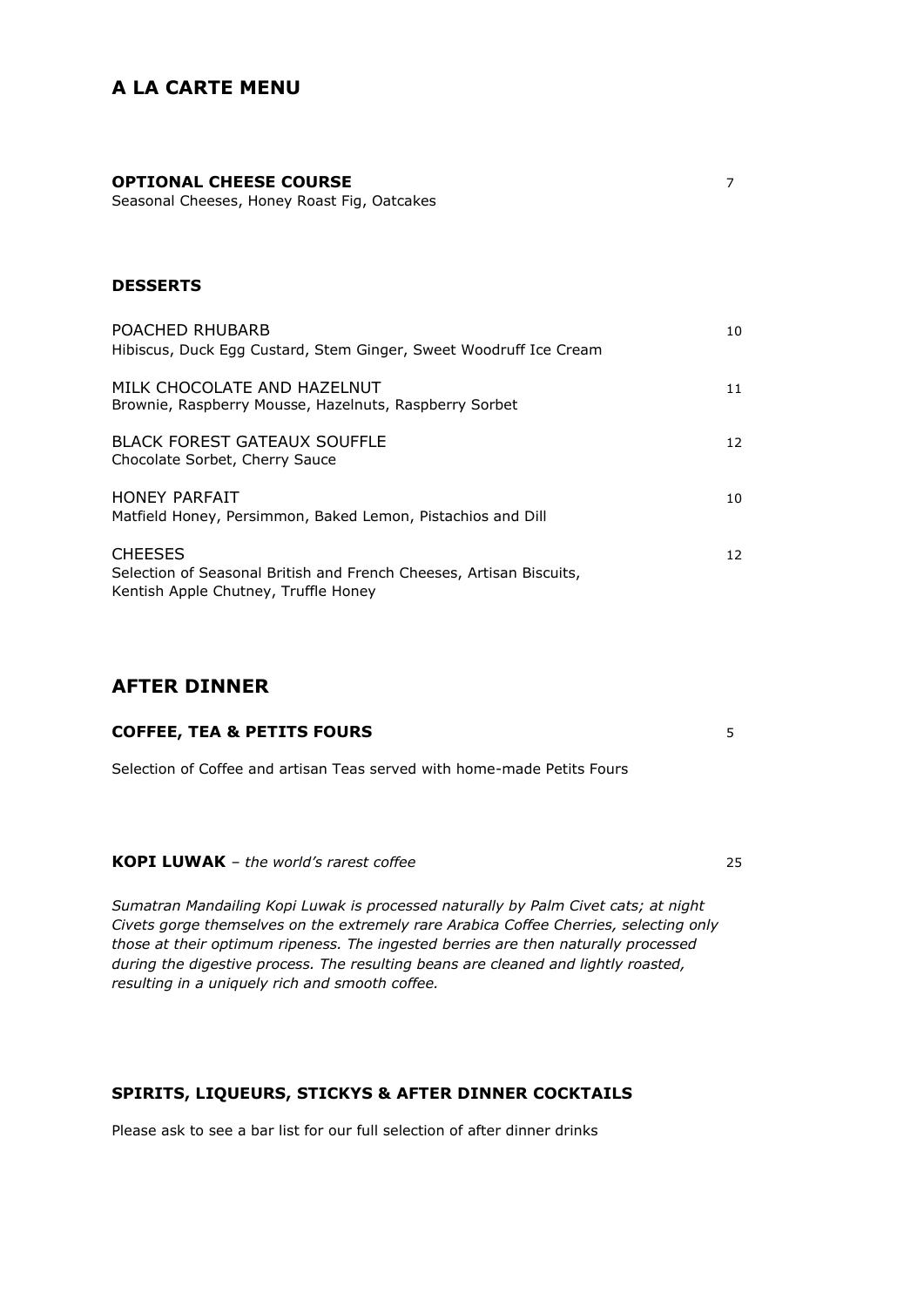## A LA CARTE MENU

**OPTIONAL CHEESE COURSE** 7

Seasonal Cheeses, Honey Roast Fig, Oatcakes

**DESSERTS**

POACHED RHUBARB 10

Hibiscus, Duck Egg Custard, Stem Ginger, Sweet Woodruff Ice Cream

MILK CHOCOLATE AND HAZELNUT 11

Brownie, Raspberry Mousse, Hazelnuts, Raspberry Sorbet

BLACK FOREST GATEAUX SOUFFLE 12

Chocolate Sorbet, Cherry Sauce

HONEY PARFAIT 10

Matfield Honey, Persimmon, Baked Lemon, Pistachios and Dill

CHEESES 12

Selection of Seasonal British and French Cheeses, Artisan Biscuits, Kentish Apple Chutney, Truffle Honey

## AFTER DINNER

**COFFEE, TEA & PETITS FOURS** 5

Selection of Coffee and artisan Teas served with home-made Petits Fours

**KOPI LUWAK** – *the world's rarest coffee* 25

*Sumatran Mandailing Kopi Luwak is processed naturally by Palm Civet cats; at night Civets gorge themselves on the extremely rare Arabica Coffee Cherries, selecting only those at their optimum ripeness. The ingested berries are then naturally processed during the digestive process. The resulting beans are cleaned and lightly roasted, resulting in a uniquely rich and smooth coffee.*

**SPIRITS, LIQUEURS, STICKYS & AFTER DINNER COCKTAILS**

Please ask to see a bar list for our full selection of after dinner drinks